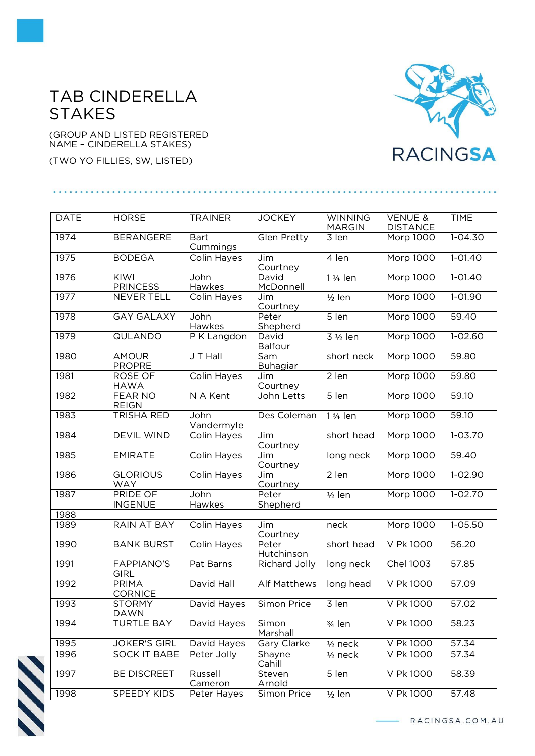# TAB CINDERELLA STAKES

(GROUP AND LISTED REGISTERED NAME – CINDERELLA STAKES)

(TWO YO FILLIES, SW, LISTED)

| DATE | HORSE | TRAINER | JOCKEY | WINNING MARGIN | VENUE & DISTANCE | TIME |
|---|---|---|---|---|---|---|
| 1974 | BERANGERE | Bart Cummings | Glen Pretty | 3 len | Morp 1000 | 1-04.30 |
| 1975 | BODEGA | Colin Hayes | Jim Courtney | 4 len | Morp 1000 | 1-01.40 |
| 1976 | KIWI PRINCESS | John Hawkes | David McDonnell | 1 ¼ len | Morp 1000 | 1-01.40 |
| 1977 | NEVER TELL | Colin Hayes | Jim Courtney | ½ len | Morp 1000 | 1-01.90 |
| 1978 | GAY GALAXY | John Hawkes | Peter Shepherd | 5 len | Morp 1000 | 59.40 |
| 1979 | QULANDO | P K Langdon | David Balfour | 3 ½ len | Morp 1000 | 1-02.60 |
| 1980 | AMOUR PROPRE | J T Hall | Sam Buhagiar | short neck | Morp 1000 | 59.80 |
| 1981 | ROSE OF HAWA | Colin Hayes | Jim Courtney | 2 len | Morp 1000 | 59.80 |
| 1982 | FEAR NO REIGN | N A Kent | John Letts | 5 len | Morp 1000 | 59.10 |
| 1983 | TRISHA RED | John Vandermyle | Des Coleman | 1 ¾ len | Morp 1000 | 59.10 |
| 1984 | DEVIL WIND | Colin Hayes | Jim Courtney | short head | Morp 1000 | 1-03.70 |
| 1985 | EMIRATE | Colin Hayes | Jim Courtney | long neck | Morp 1000 | 59.40 |
| 1986 | GLORIOUS WAY | Colin Hayes | Jim Courtney | 2 len | Morp 1000 | 1-02.90 |
| 1987 | PRIDE OF INGENUE | John Hawkes | Peter Shepherd | ½ len | Morp 1000 | 1-02.70 |
| 1988 | | | | | | |
| 1989 | RAIN AT BAY | Colin Hayes | Jim Courtney | neck | Morp 1000 | 1-05.50 |
| 1990 | BANK BURST | Colin Hayes | Peter Hutchinson | short head | V Pk 1000 | 56.20 |
| 1991 | FAPPIANO'S GIRL | Pat Barns | Richard Jolly | long neck | Chel 1003 | 57.85 |
| 1992 | PRIMA CORNICE | David Hall | Alf Matthews | long head | V Pk 1000 | 57.09 |
| 1993 | STORMY DAWN | David Hayes | Simon Price | 3 len | V Pk 1000 | 57.02 |
| 1994 | TURTLE BAY | David Hayes | Simon Marshall | ¾ len | V Pk 1000 | 58.23 |
| 1995 | JOKER'S GIRL | David Hayes | Gary Clarke | ½ neck | V Pk 1000 | 57.34 |
| 1996 | SOCK IT BABE | Peter Jolly | Shayne Cahill | ½ neck | V Pk 1000 | 57.34 |
| 1997 | BE DISCREET | Russell Cameron | Steven Arnold | 5 len | V Pk 1000 | 58.39 |
| 1998 | SPEEDY KIDS | Peter Hayes | Simon Price | ½ len | V Pk 1000 | 57.48 |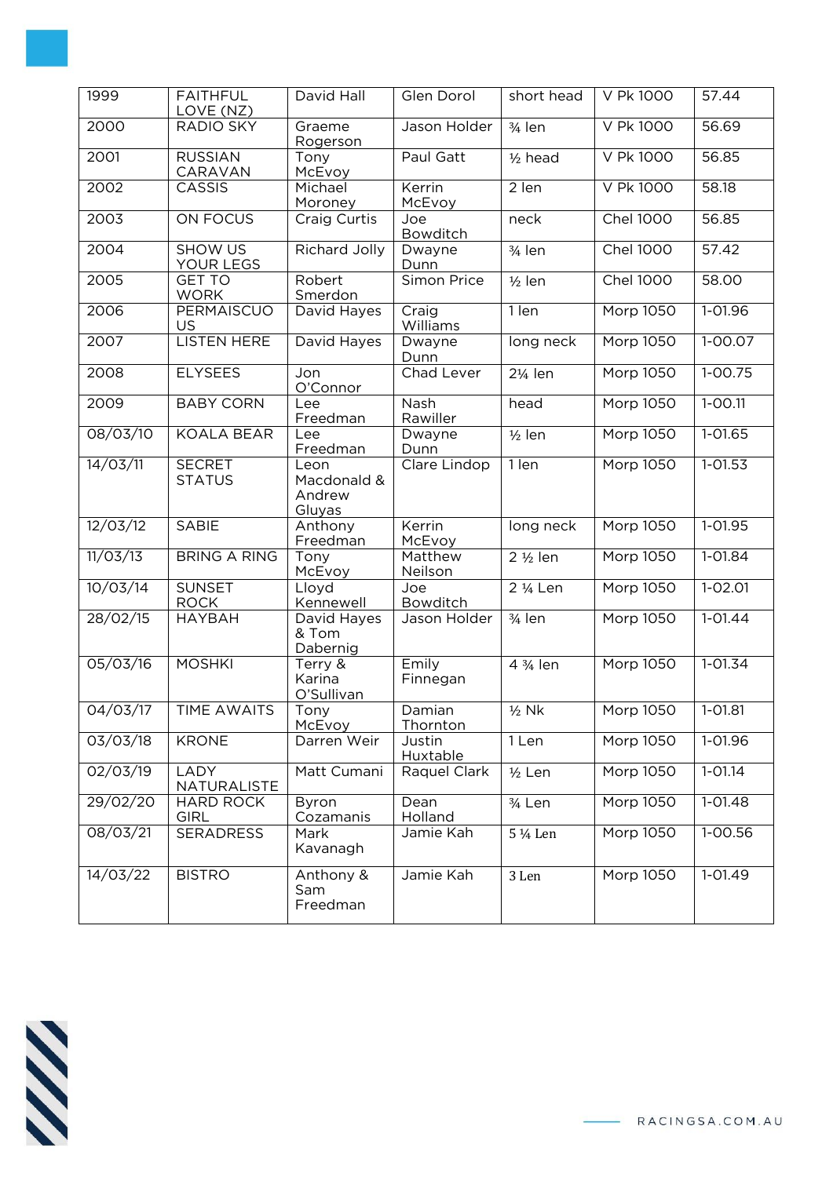| | | | | | | |
|---|---|---|---|---|---|---|
| 1999 | FAITHFUL LOVE (NZ) | David Hall | Glen Dorol | short head | V Pk 1000 | 57.44 |
| 2000 | RADIO SKY | Graeme Rogerson | Jason Holder | ¾ len | V Pk 1000 | 56.69 |
| 2001 | RUSSIAN CARAVAN | Tony McEvoy | Paul Gatt | ½ head | V Pk 1000 | 56.85 |
| 2002 | CASSIS | Michael Moroney | Kerrin McEvoy | 2 len | V Pk 1000 | 58.18 |
| 2003 | ON FOCUS | Craig Curtis | Joe Bowditch | neck | Chel 1000 | 56.85 |
| 2004 | SHOW US YOUR LEGS | Richard Jolly | Dwayne Dunn | ¾ len | Chel 1000 | 57.42 |
| 2005 | GET TO WORK | Robert Smerdon | Simon Price | ½ len | Chel 1000 | 58.00 |
| 2006 | PERMAISCUOUS | David Hayes | Craig Williams | 1 len | Morp 1050 | 1-01.96 |
| 2007 | LISTEN HERE | David Hayes | Dwayne Dunn | long neck | Morp 1050 | 1-00.07 |
| 2008 | ELYSEES | Jon O'Connor | Chad Lever | 2¼ len | Morp 1050 | 1-00.75 |
| 2009 | BABY CORN | Lee Freedman | Nash Rawiller | head | Morp 1050 | 1-00.11 |
| 08/03/10 | KOALA BEAR | Lee Freedman | Dwayne Dunn | ½ len | Morp 1050 | 1-01.65 |
| 14/03/11 | SECRET STATUS | Leon Macdonald & Andrew Gluyas | Clare Lindop | 1 len | Morp 1050 | 1-01.53 |
| 12/03/12 | SABIE | Anthony Freedman | Kerrin McEvoy | long neck | Morp 1050 | 1-01.95 |
| 11/03/13 | BRING A RING | Tony McEvoy | Matthew Neilson | 2 ½ len | Morp 1050 | 1-01.84 |
| 10/03/14 | SUNSET ROCK | Lloyd Kennewell | Joe Bowditch | 2 ¼ Len | Morp 1050 | 1-02.01 |
| 28/02/15 | HAYBAH | David Hayes & Tom Dabernig | Jason Holder | ¾ len | Morp 1050 | 1-01.44 |
| 05/03/16 | MOSHKI | Terry & Karina O'Sullivan | Emily Finnegan | 4 ¾ len | Morp 1050 | 1-01.34 |
| 04/03/17 | TIME AWAITS | Tony McEvoy | Damian Thornton | ½ Nk | Morp 1050 | 1-01.81 |
| 03/03/18 | KRONE | Darren Weir | Justin Huxtable | 1 Len | Morp 1050 | 1-01.96 |
| 02/03/19 | LADY NATURALISTE | Matt Cumani | Raquel Clark | ½ Len | Morp 1050 | 1-01.14 |
| 29/02/20 | HARD ROCK GIRL | Byron Cozamanis | Dean Holland | ¾ Len | Morp 1050 | 1-01.48 |
| 08/03/21 | SERADRESS | Mark Kavanagh | Jamie Kah | 5 ¼ Len | Morp 1050 | 1-00.56 |
| 14/03/22 | BISTRO | Anthony & Sam Freedman | Jamie Kah | 3 Len | Morp 1050 | 1-01.49 |